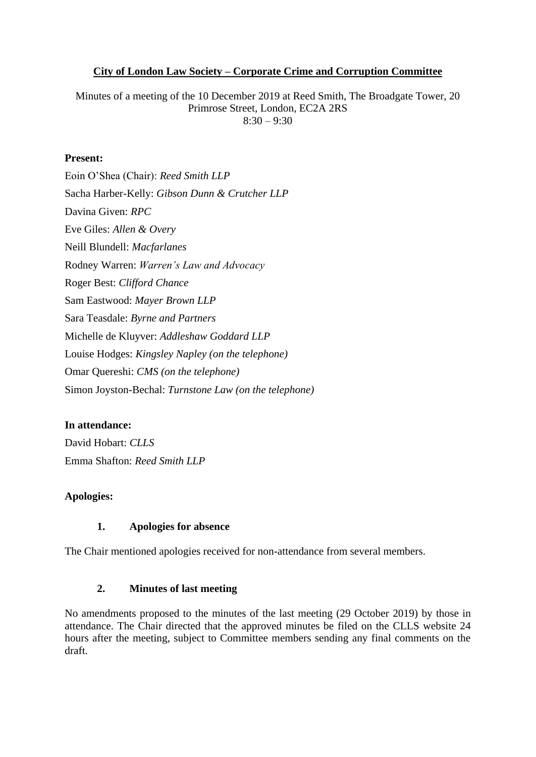**City of London Law Society – Corporate Crime and Corruption Committee**

Minutes of a meeting of the 10 December 2019 at Reed Smith, The Broadgate Tower, 20 Primrose Street, London, EC2A 2RS
8:30 – 9:30

**Present:**

Eoin O'Shea (Chair): *Reed Smith LLP*
Sacha Harber-Kelly: *Gibson Dunn & Crutcher LLP*
Davina Given: *RPC*
Eve Giles: *Allen & Overy*
Neill Blundell: *Macfarlanes*
Rodney Warren: *Warren's Law and Advocacy*
Roger Best: *Clifford Chance*
Sam Eastwood: *Mayer Brown LLP*
Sara Teasdale: *Byrne and Partners*
Michelle de Kluyver: *Addleshaw Goddard LLP*
Louise Hodges: *Kingsley Napley (on the telephone)*
Omar Quereshi: *CMS (on the telephone)*
Simon Joyston-Bechal: *Turnstone Law (on the telephone)*

**In attendance:**

David Hobart: *CLLS*
Emma Shafton: *Reed Smith LLP*

**Apologies:**

**1. Apologies for absence**

The Chair mentioned apologies received for non-attendance from several members.

**2. Minutes of last meeting**

No amendments proposed to the minutes of the last meeting (29 October 2019) by those in attendance. The Chair directed that the approved minutes be filed on the CLLS website 24 hours after the meeting, subject to Committee members sending any final comments on the draft.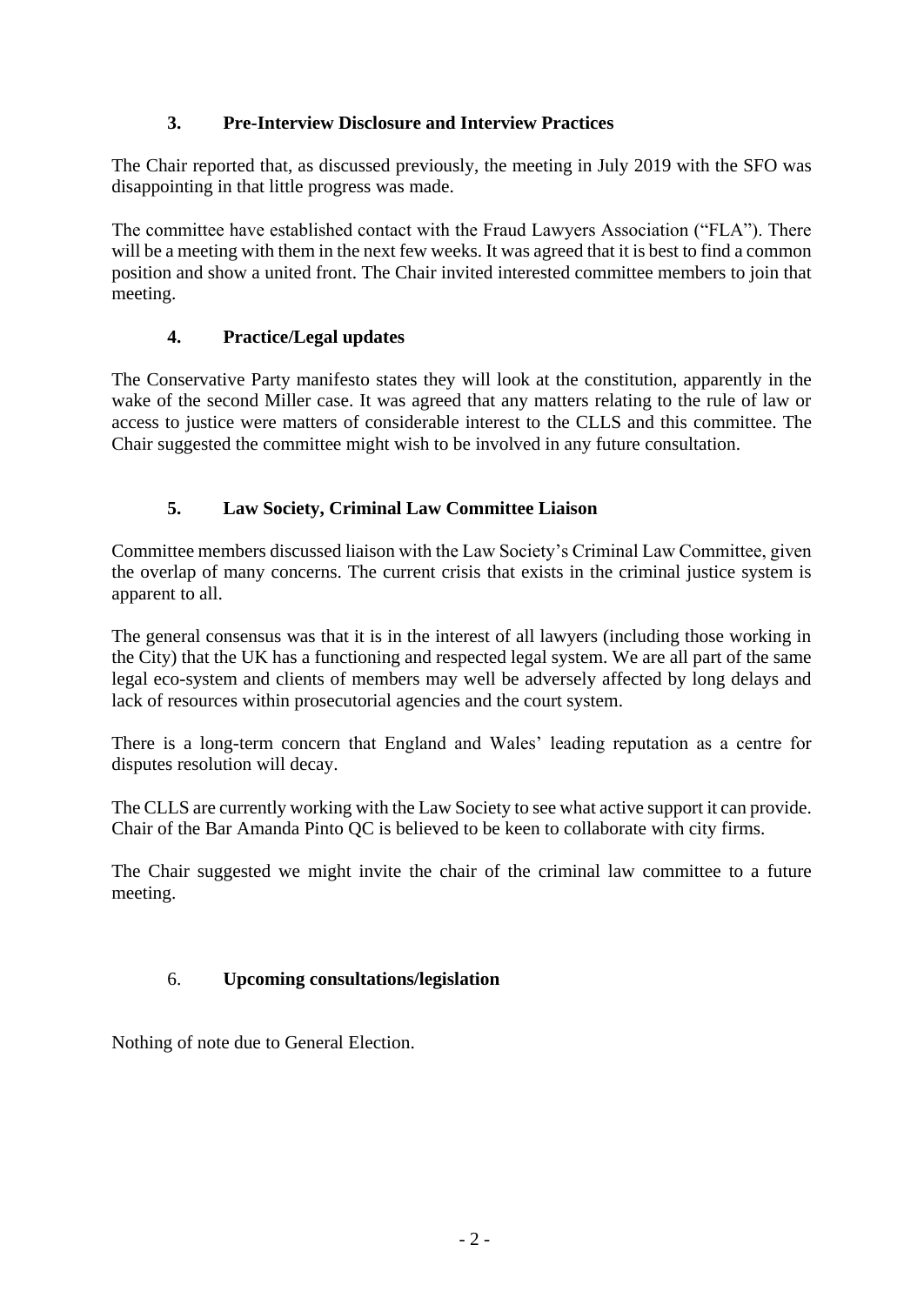## 3. Pre-Interview Disclosure and Interview Practices

The Chair reported that, as discussed previously, the meeting in July 2019 with the SFO was disappointing in that little progress was made.

The committee have established contact with the Fraud Lawyers Association ("FLA"). There will be a meeting with them in the next few weeks. It was agreed that it is best to find a common position and show a united front. The Chair invited interested committee members to join that meeting.

## 4. Practice/Legal updates

The Conservative Party manifesto states they will look at the constitution, apparently in the wake of the second Miller case. It was agreed that any matters relating to the rule of law or access to justice were matters of considerable interest to the CLLS and this committee. The Chair suggested the committee might wish to be involved in any future consultation.

## 5. Law Society, Criminal Law Committee Liaison

Committee members discussed liaison with the Law Society's Criminal Law Committee, given the overlap of many concerns. The current crisis that exists in the criminal justice system is apparent to all.

The general consensus was that it is in the interest of all lawyers (including those working in the City) that the UK has a functioning and respected legal system. We are all part of the same legal eco-system and clients of members may well be adversely affected by long delays and lack of resources within prosecutorial agencies and the court system.

There is a long-term concern that England and Wales' leading reputation as a centre for disputes resolution will decay.

The CLLS are currently working with the Law Society to see what active support it can provide. Chair of the Bar Amanda Pinto QC is believed to be keen to collaborate with city firms.

The Chair suggested we might invite the chair of the criminal law committee to a future meeting.

## 6. Upcoming consultations/legislation

Nothing of note due to General Election.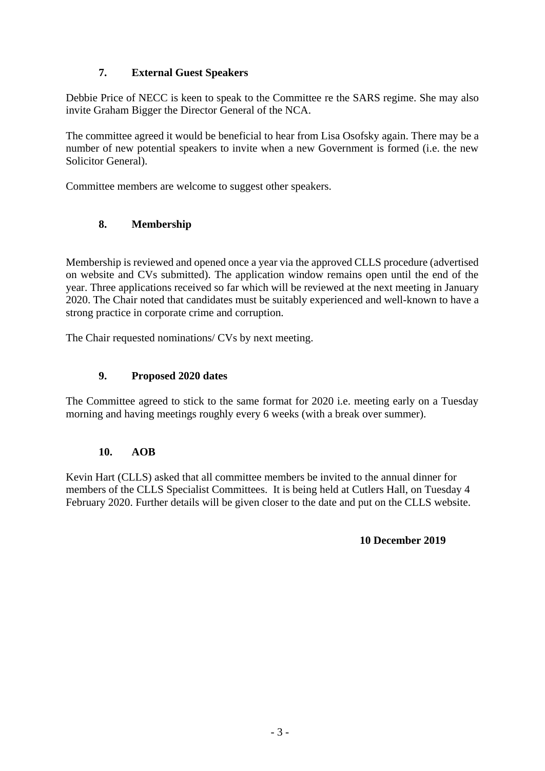### 7. External Guest Speakers

Debbie Price of NECC is keen to speak to the Committee re the SARS regime. She may also invite Graham Bigger the Director General of the NCA.

The committee agreed it would be beneficial to hear from Lisa Osofsky again. There may be a number of new potential speakers to invite when a new Government is formed (i.e. the new Solicitor General).

Committee members are welcome to suggest other speakers.

### 8. Membership

Membership is reviewed and opened once a year via the approved CLLS procedure (advertised on website and CVs submitted). The application window remains open until the end of the year. Three applications received so far which will be reviewed at the next meeting in January 2020. The Chair noted that candidates must be suitably experienced and well-known to have a strong practice in corporate crime and corruption.

The Chair requested nominations/ CVs by next meeting.

### 9. Proposed 2020 dates

The Committee agreed to stick to the same format for 2020 i.e. meeting early on a Tuesday morning and having meetings roughly every 6 weeks (with a break over summer).

### 10. AOB

Kevin Hart (CLLS) asked that all committee members be invited to the annual dinner for members of the CLLS Specialist Committees. It is being held at Cutlers Hall, on Tuesday 4 February 2020. Further details will be given closer to the date and put on the CLLS website.

**10 December 2019**